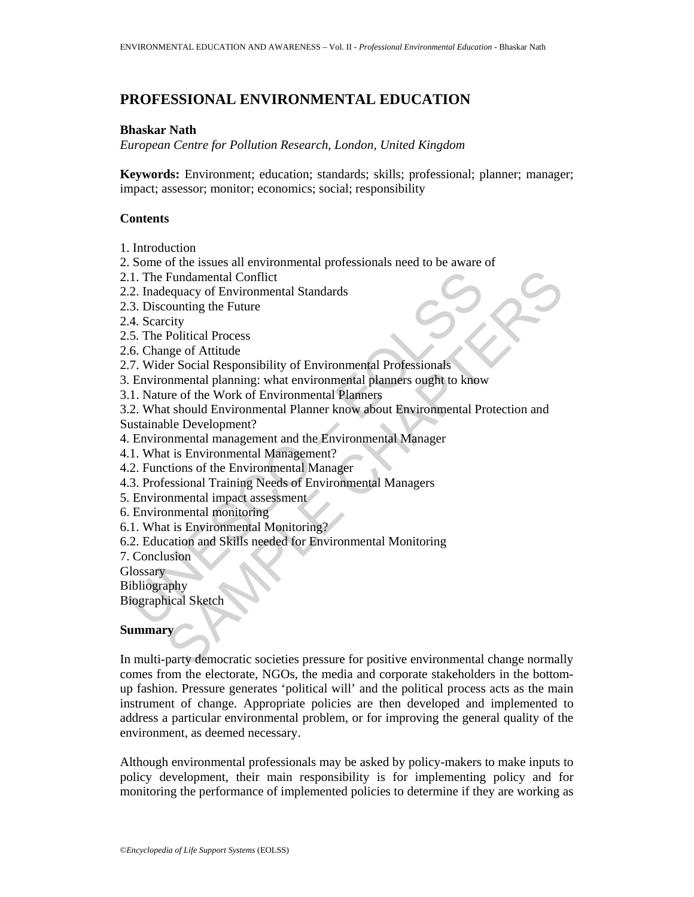# PROFESSIONAL ENVIRONMENTAL EDUCATION

**Bhaskar Nath**

*European Centre for Pollution Research, London, United Kingdom*

**Keywords:** Environment; education; standards; skills; professional; planner; manager; impact; assessor; monitor; economics; social; responsibility

## Contents

1. Introduction
2. Some of the issues all environmental professionals need to be aware of
2.1. The Fundamental Conflict
2.2. Inadequacy of Environmental Standards
2.3. Discounting the Future
2.4. Scarcity
2.5. The Political Process
2.6. Change of Attitude
2.7. Wider Social Responsibility of Environmental Professionals
3. Environmental planning: what environmental planners ought to know
3.1. Nature of the Work of Environmental Planners
3.2. What should Environmental Planner know about Environmental Protection and Sustainable Development?
4. Environmental management and the Environmental Manager
4.1. What is Environmental Management?
4.2. Functions of the Environmental Manager
4.3. Professional Training Needs of Environmental Managers
5. Environmental impact assessment
6. Environmental monitoring
6.1. What is Environmental Monitoring?
6.2. Education and Skills needed for Environmental Monitoring
7. Conclusion

Glossary
Bibliography
Biographical Sketch

## Summary

In multi-party democratic societies pressure for positive environmental change normally comes from the electorate, NGOs, the media and corporate stakeholders in the bottom-up fashion. Pressure generates 'political will' and the political process acts as the main instrument of change. Appropriate policies are then developed and implemented to address a particular environmental problem, or for improving the general quality of the environment, as deemed necessary.

Although environmental professionals may be asked by policy-makers to make inputs to policy development, their main responsibility is for implementing policy and for monitoring the performance of implemented policies to determine if they are working as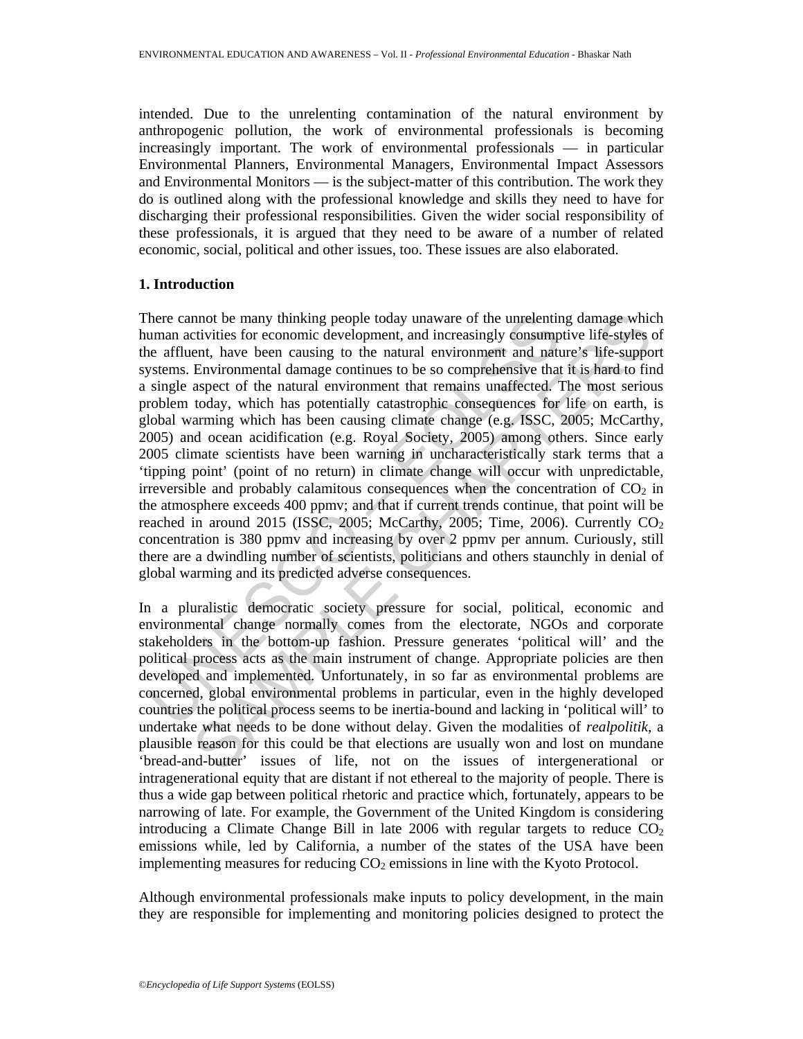intended. Due to the unrelenting contamination of the natural environment by anthropogenic pollution, the work of environmental professionals is becoming increasingly important. The work of environmental professionals — in particular Environmental Planners, Environmental Managers, Environmental Impact Assessors and Environmental Monitors — is the subject-matter of this contribution. The work they do is outlined along with the professional knowledge and skills they need to have for discharging their professional responsibilities. Given the wider social responsibility of these professionals, it is argued that they need to be aware of a number of related economic, social, political and other issues, too. These issues are also elaborated.

## 1. Introduction

There cannot be many thinking people today unaware of the unrelenting damage which human activities for economic development, and increasingly consumptive life-styles of the affluent, have been causing to the natural environment and nature's life-support systems. Environmental damage continues to be so comprehensive that it is hard to find a single aspect of the natural environment that remains unaffected. The most serious problem today, which has potentially catastrophic consequences for life on earth, is global warming which has been causing climate change (e.g. ISSC, 2005; McCarthy, 2005) and ocean acidification (e.g. Royal Society, 2005) among others. Since early 2005 climate scientists have been warning in uncharacteristically stark terms that a 'tipping point' (point of no return) in climate change will occur with unpredictable, irreversible and probably calamitous consequences when the concentration of $CO_2$ in the atmosphere exceeds 400 ppmv; and that if current trends continue, that point will be reached in around 2015 (ISSC, 2005; McCarthy, 2005; Time, 2006). Currently $CO_2$ concentration is 380 ppmv and increasing by over 2 ppmv per annum. Curiously, still there are a dwindling number of scientists, politicians and others staunchly in denial of global warming and its predicted adverse consequences.

In a pluralistic democratic society pressure for social, political, economic and environmental change normally comes from the electorate, NGOs and corporate stakeholders in the bottom-up fashion. Pressure generates 'political will' and the political process acts as the main instrument of change. Appropriate policies are then developed and implemented. Unfortunately, in so far as environmental problems are concerned, global environmental problems in particular, even in the highly developed countries the political process seems to be inertia-bound and lacking in 'political will' to undertake what needs to be done without delay. Given the modalities of *realpolitik*, a plausible reason for this could be that elections are usually won and lost on mundane 'bread-and-butter' issues of life, not on the issues of intergenerational or intragenerational equity that are distant if not ethereal to the majority of people. There is thus a wide gap between political rhetoric and practice which, fortunately, appears to be narrowing of late. For example, the Government of the United Kingdom is considering introducing a Climate Change Bill in late 2006 with regular targets to reduce $CO_2$ emissions while, led by California, a number of the states of the USA have been implementing measures for reducing $CO_2$ emissions in line with the Kyoto Protocol.

Although environmental professionals make inputs to policy development, in the main they are responsible for implementing and monitoring policies designed to protect the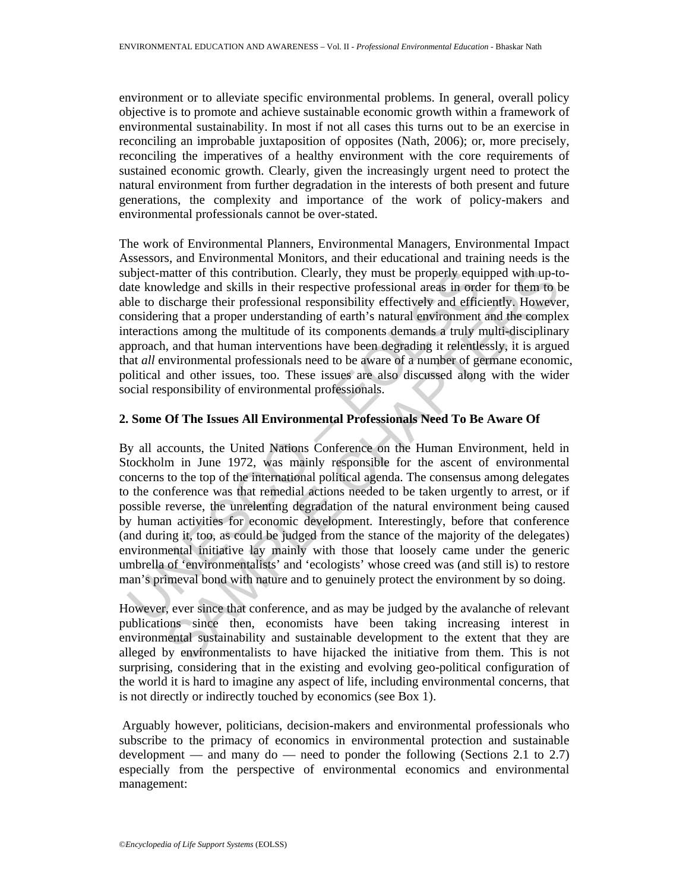environment or to alleviate specific environmental problems. In general, overall policy objective is to promote and achieve sustainable economic growth within a framework of environmental sustainability. In most if not all cases this turns out to be an exercise in reconciling an improbable juxtaposition of opposites (Nath, 2006); or, more precisely, reconciling the imperatives of a healthy environment with the core requirements of sustained economic growth. Clearly, given the increasingly urgent need to protect the natural environment from further degradation in the interests of both present and future generations, the complexity and importance of the work of policy-makers and environmental professionals cannot be over-stated.

The work of Environmental Planners, Environmental Managers, Environmental Impact Assessors, and Environmental Monitors, and their educational and training needs is the subject-matter of this contribution. Clearly, they must be properly equipped with up-to-date knowledge and skills in their respective professional areas in order for them to be able to discharge their professional responsibility effectively and efficiently. However, considering that a proper understanding of earth's natural environment and the complex interactions among the multitude of its components demands a truly multi-disciplinary approach, and that human interventions have been degrading it relentlessly, it is argued that *all* environmental professionals need to be aware of a number of germane economic, political and other issues, too. These issues are also discussed along with the wider social responsibility of environmental professionals.

## 2. Some Of The Issues All Environmental Professionals Need To Be Aware Of

By all accounts, the United Nations Conference on the Human Environment, held in Stockholm in June 1972, was mainly responsible for the ascent of environmental concerns to the top of the international political agenda. The consensus among delegates to the conference was that remedial actions needed to be taken urgently to arrest, or if possible reverse, the unrelenting degradation of the natural environment being caused by human activities for economic development. Interestingly, before that conference (and during it, too, as could be judged from the stance of the majority of the delegates) environmental initiative lay mainly with those that loosely came under the generic umbrella of 'environmentalists' and 'ecologists' whose creed was (and still is) to restore man's primeval bond with nature and to genuinely protect the environment by so doing.

However, ever since that conference, and as may be judged by the avalanche of relevant publications since then, economists have been taking increasing interest in environmental sustainability and sustainable development to the extent that they are alleged by environmentalists to have hijacked the initiative from them. This is not surprising, considering that in the existing and evolving geo-political configuration of the world it is hard to imagine any aspect of life, including environmental concerns, that is not directly or indirectly touched by economics (see Box 1).

Arguably however, politicians, decision-makers and environmental professionals who subscribe to the primacy of economics in environmental protection and sustainable development — and many do — need to ponder the following (Sections 2.1 to 2.7) especially from the perspective of environmental economics and environmental management: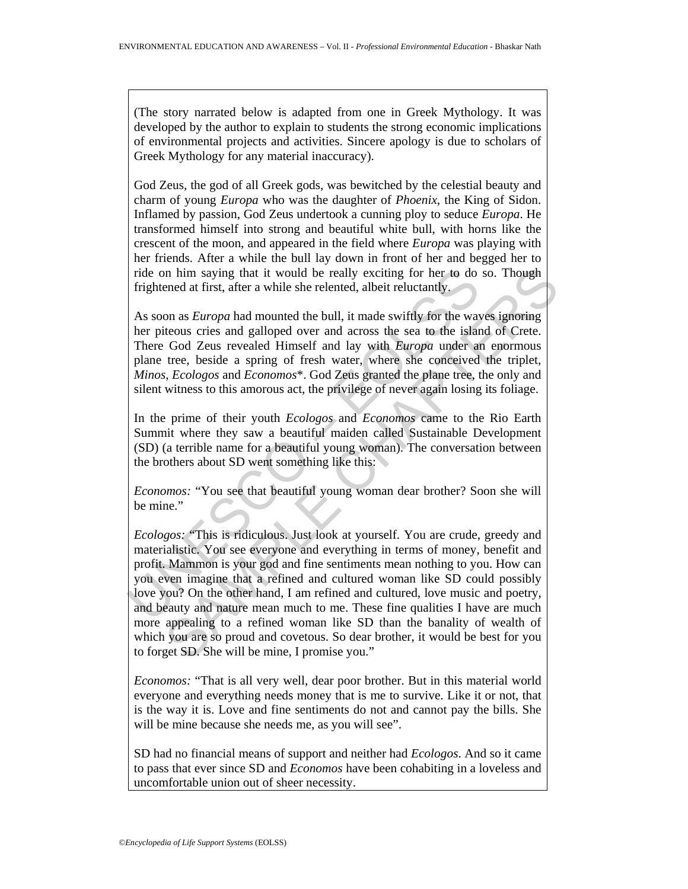(The story narrated below is adapted from one in Greek Mythology. It was developed by the author to explain to students the strong economic implications of environmental projects and activities. Sincere apology is due to scholars of Greek Mythology for any material inaccuracy).

God Zeus, the god of all Greek gods, was bewitched by the celestial beauty and charm of young *Europa* who was the daughter of *Phoenix*, the King of Sidon. Inflamed by passion, God Zeus undertook a cunning ploy to seduce *Europa*. He transformed himself into strong and beautiful white bull, with horns like the crescent of the moon, and appeared in the field where *Europa* was playing with her friends. After a while the bull lay down in front of her and begged her to ride on him saying that it would be really exciting for her to do so. Though frightened at first, after a while she relented, albeit reluctantly.

As soon as *Europa* had mounted the bull, it made swiftly for the waves ignoring her piteous cries and galloped over and across the sea to the island of Crete. There God Zeus revealed Himself and lay with *Europa* under an enormous plane tree, beside a spring of fresh water, where she conceived the triplet, *Minos*, *Ecologos* and *Economos*\*. God Zeus granted the plane tree, the only and silent witness to this amorous act, the privilege of never again losing its foliage.

In the prime of their youth *Ecologos* and *Economos* came to the Rio Earth Summit where they saw a beautiful maiden called Sustainable Development (SD) (a terrible name for a beautiful young woman). The conversation between the brothers about SD went something like this:

*Economos:* "You see that beautiful young woman dear brother? Soon she will be mine."

*Ecologos:* "This is ridiculous. Just look at yourself. You are crude, greedy and materialistic. You see everyone and everything in terms of money, benefit and profit. Mammon is your god and fine sentiments mean nothing to you. How can you even imagine that a refined and cultured woman like SD could possibly love you? On the other hand, I am refined and cultured, love music and poetry, and beauty and nature mean much to me. These fine qualities I have are much more appealing to a refined woman like SD than the banality of wealth of which you are so proud and covetous. So dear brother, it would be best for you to forget SD. She will be mine, I promise you."

*Economos:* "That is all very well, dear poor brother. But in this material world everyone and everything needs money that is me to survive. Like it or not, that is the way it is. Love and fine sentiments do not and cannot pay the bills. She will be mine because she needs me, as you will see".

SD had no financial means of support and neither had *Ecologos*. And so it came to pass that ever since SD and *Economos* have been cohabiting in a loveless and uncomfortable union out of sheer necessity.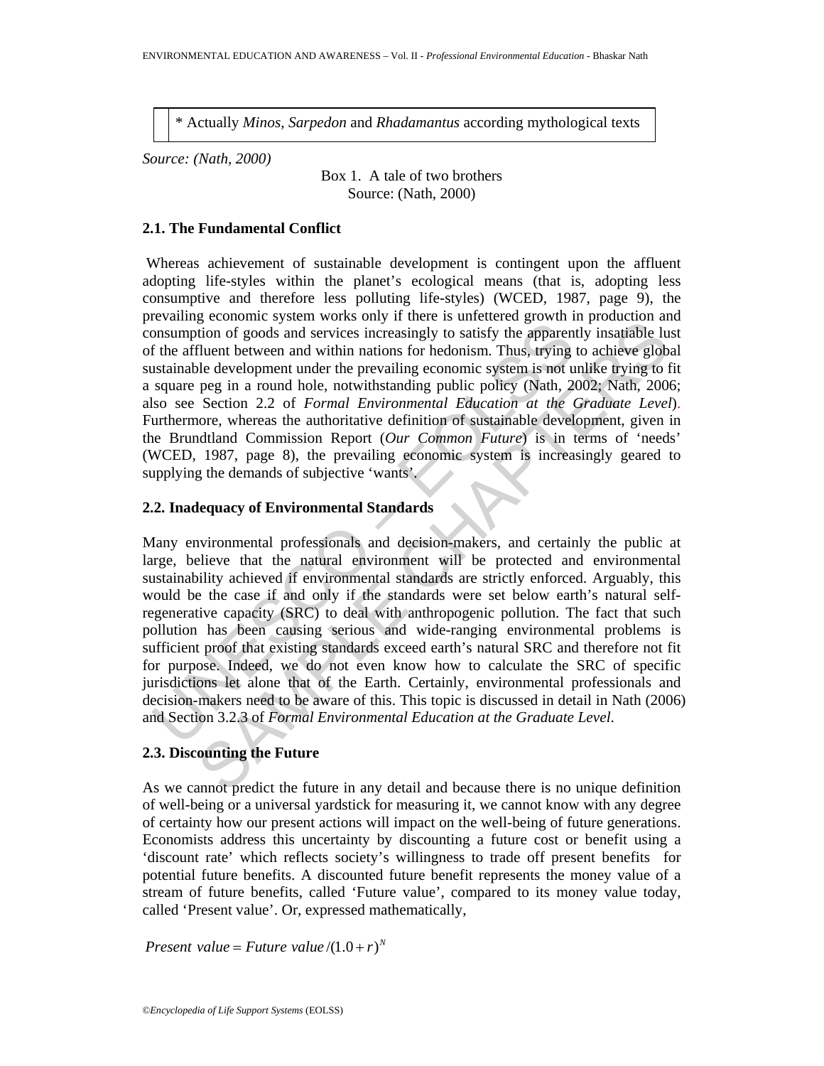| * Actually *Minos*, *Sarpedon* and *Rhadamantus* according mythological texts |
|---|

*Source: (Nath, 2000)*

Box 1. A tale of two brothers
Source: (Nath, 2000)

### 2.1. The Fundamental Conflict

Whereas achievement of sustainable development is contingent upon the affluent adopting life-styles within the planet's ecological means (that is, adopting less consumptive and therefore less polluting life-styles) (WCED, 1987, page 9), the prevailing economic system works only if there is unfettered growth in production and consumption of goods and services increasingly to satisfy the apparently insatiable lust of the affluent between and within nations for hedonism. Thus, trying to achieve global sustainable development under the prevailing economic system is not unlike trying to fit a square peg in a round hole, notwithstanding public policy (Nath, 2002; Nath, 2006; also see Section 2.2 of *Formal Environmental Education at the Graduate Level*). Furthermore, whereas the authoritative definition of sustainable development, given in the Brundtland Commission Report (*Our Common Future*) is in terms of 'needs' (WCED, 1987, page 8), the prevailing economic system is increasingly geared to supplying the demands of subjective 'wants'.

### 2.2. Inadequacy of Environmental Standards

Many environmental professionals and decision-makers, and certainly the public at large, believe that the natural environment will be protected and environmental sustainability achieved if environmental standards are strictly enforced. Arguably, this would be the case if and only if the standards were set below earth's natural self-regenerative capacity (SRC) to deal with anthropogenic pollution. The fact that such pollution has been causing serious and wide-ranging environmental problems is sufficient proof that existing standards exceed earth's natural SRC and therefore not fit for purpose. Indeed, we do not even know how to calculate the SRC of specific jurisdictions let alone that of the Earth. Certainly, environmental professionals and decision-makers need to be aware of this. This topic is discussed in detail in Nath (2006) and Section 3.2.3 of *Formal Environmental Education at the Graduate Level*.

### 2.3. Discounting the Future

As we cannot predict the future in any detail and because there is no unique definition of well-being or a universal yardstick for measuring it, we cannot know with any degree of certainty how our present actions will impact on the well-being of future generations. Economists address this uncertainty by discounting a future cost or benefit using a 'discount rate' which reflects society's willingness to trade off present benefits for potential future benefits. A discounted future benefit represents the money value of a stream of future benefits, called 'Future value', compared to its money value today, called 'Present value'. Or, expressed mathematically,

$$Present\ value = Future\ value/(1.0 + r)^N$$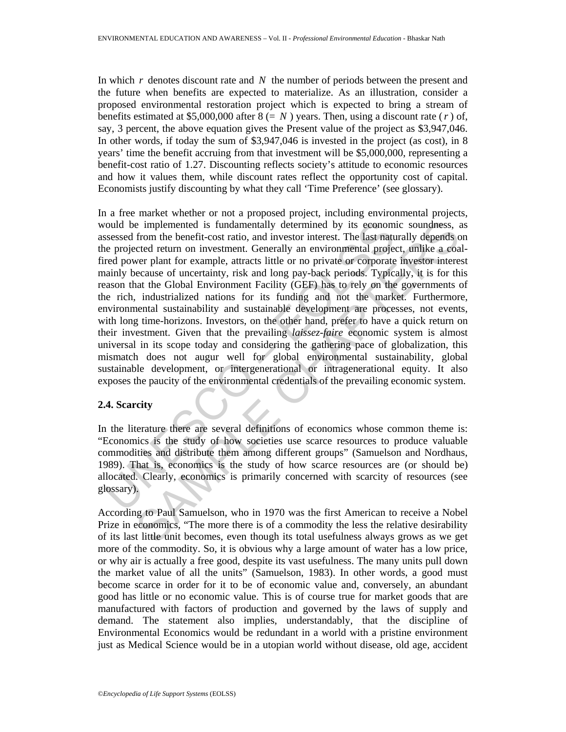In which $r$ denotes discount rate and $N$ the number of periods between the present and the future when benefits are expected to materialize. As an illustration, consider a proposed environmental restoration project which is expected to bring a stream of benefits estimated at \$5,000,000 after 8 (= $N$ ) years. Then, using a discount rate ( $r$ ) of, say, 3 percent, the above equation gives the Present value of the project as \$3,947,046. In other words, if today the sum of \$3,947,046 is invested in the project (as cost), in 8 years' time the benefit accruing from that investment will be \$5,000,000, representing a benefit-cost ratio of 1.27. Discounting reflects society's attitude to economic resources and how it values them, while discount rates reflect the opportunity cost of capital. Economists justify discounting by what they call 'Time Preference' (see glossary).

In a free market whether or not a proposed project, including environmental projects, would be implemented is fundamentally determined by its economic soundness, as assessed from the benefit-cost ratio, and investor interest. The last naturally depends on the projected return on investment. Generally an environmental project, unlike a coal-fired power plant for example, attracts little or no private or corporate investor interest mainly because of uncertainty, risk and long pay-back periods. Typically, it is for this reason that the Global Environment Facility (GEF) has to rely on the governments of the rich, industrialized nations for its funding and not the market. Furthermore, environmental sustainability and sustainable development are processes, not events, with long time-horizons. Investors, on the other hand, prefer to have a quick return on their investment. Given that the prevailing *laissez-faire* economic system is almost universal in its scope today and considering the gathering pace of globalization, this mismatch does not augur well for global environmental sustainability, global sustainable development, or intergenerational or intragenerational equity. It also exposes the paucity of the environmental credentials of the prevailing economic system.

### 2.4. Scarcity

In the literature there are several definitions of economics whose common theme is: "Economics is the study of how societies use scarce resources to produce valuable commodities and distribute them among different groups" (Samuelson and Nordhaus, 1989). That is, economics is the study of how scarce resources are (or should be) allocated. Clearly, economics is primarily concerned with scarcity of resources (see glossary).

According to Paul Samuelson, who in 1970 was the first American to receive a Nobel Prize in economics, "The more there is of a commodity the less the relative desirability of its last little unit becomes, even though its total usefulness always grows as we get more of the commodity. So, it is obvious why a large amount of water has a low price, or why air is actually a free good, despite its vast usefulness. The many units pull down the market value of all the units" (Samuelson, 1983). In other words, a good must become scarce in order for it to be of economic value and, conversely, an abundant good has little or no economic value. This is of course true for market goods that are manufactured with factors of production and governed by the laws of supply and demand. The statement also implies, understandably, that the discipline of Environmental Economics would be redundant in a world with a pristine environment just as Medical Science would be in a utopian world without disease, old age, accident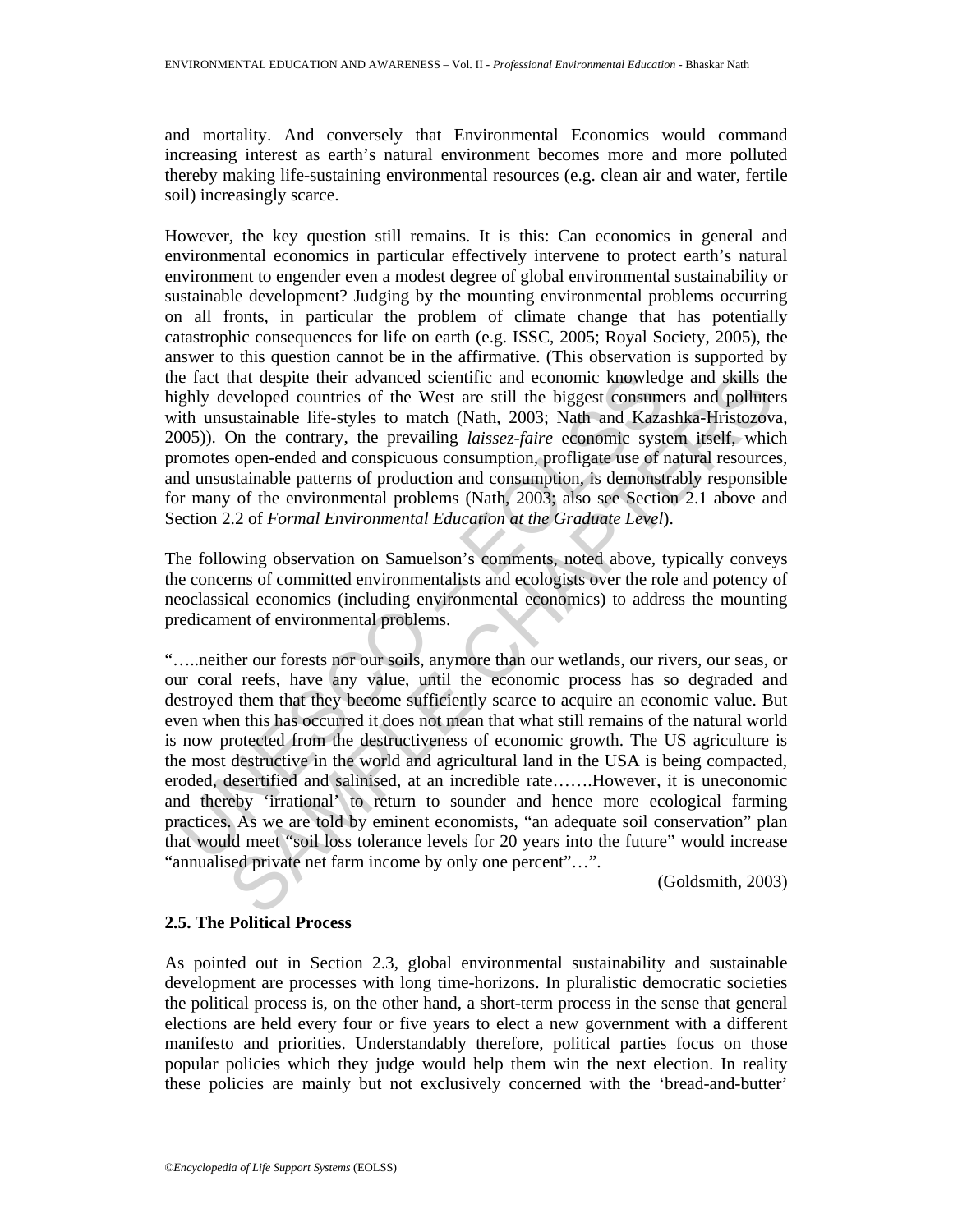and mortality. And conversely that Environmental Economics would command increasing interest as earth's natural environment becomes more and more polluted thereby making life-sustaining environmental resources (e.g. clean air and water, fertile soil) increasingly scarce.

However, the key question still remains. It is this: Can economics in general and environmental economics in particular effectively intervene to protect earth's natural environment to engender even a modest degree of global environmental sustainability or sustainable development? Judging by the mounting environmental problems occurring on all fronts, in particular the problem of climate change that has potentially catastrophic consequences for life on earth (e.g. ISSC, 2005; Royal Society, 2005), the answer to this question cannot be in the affirmative. (This observation is supported by the fact that despite their advanced scientific and economic knowledge and skills the highly developed countries of the West are still the biggest consumers and polluters with unsustainable life-styles to match (Nath, 2003; Nath and Kazashka-Hristozova, 2005)). On the contrary, the prevailing *laissez-faire* economic system itself, which promotes open-ended and conspicuous consumption, profligate use of natural resources, and unsustainable patterns of production and consumption, is demonstrably responsible for many of the environmental problems (Nath, 2003; also see Section 2.1 above and Section 2.2 of *Formal Environmental Education at the Graduate Level*).

The following observation on Samuelson's comments, noted above, typically conveys the concerns of committed environmentalists and ecologists over the role and potency of neoclassical economics (including environmental economics) to address the mounting predicament of environmental problems.

"…..neither our forests nor our soils, anymore than our wetlands, our rivers, our seas, or our coral reefs, have any value, until the economic process has so degraded and destroyed them that they become sufficiently scarce to acquire an economic value. But even when this has occurred it does not mean that what still remains of the natural world is now protected from the destructiveness of economic growth. The US agriculture is the most destructive in the world and agricultural land in the USA is being compacted, eroded, desertified and salinised, at an incredible rate…….However, it is uneconomic and thereby 'irrational' to return to sounder and hence more ecological farming practices. As we are told by eminent economists, "an adequate soil conservation" plan that would meet "soil loss tolerance levels for 20 years into the future" would increase "annualised private net farm income by only one percent"…".

(Goldsmith, 2003)

### 2.5. The Political Process

As pointed out in Section 2.3, global environmental sustainability and sustainable development are processes with long time-horizons. In pluralistic democratic societies the political process is, on the other hand, a short-term process in the sense that general elections are held every four or five years to elect a new government with a different manifesto and priorities. Understandably therefore, political parties focus on those popular policies which they judge would help them win the next election. In reality these policies are mainly but not exclusively concerned with the 'bread-and-butter'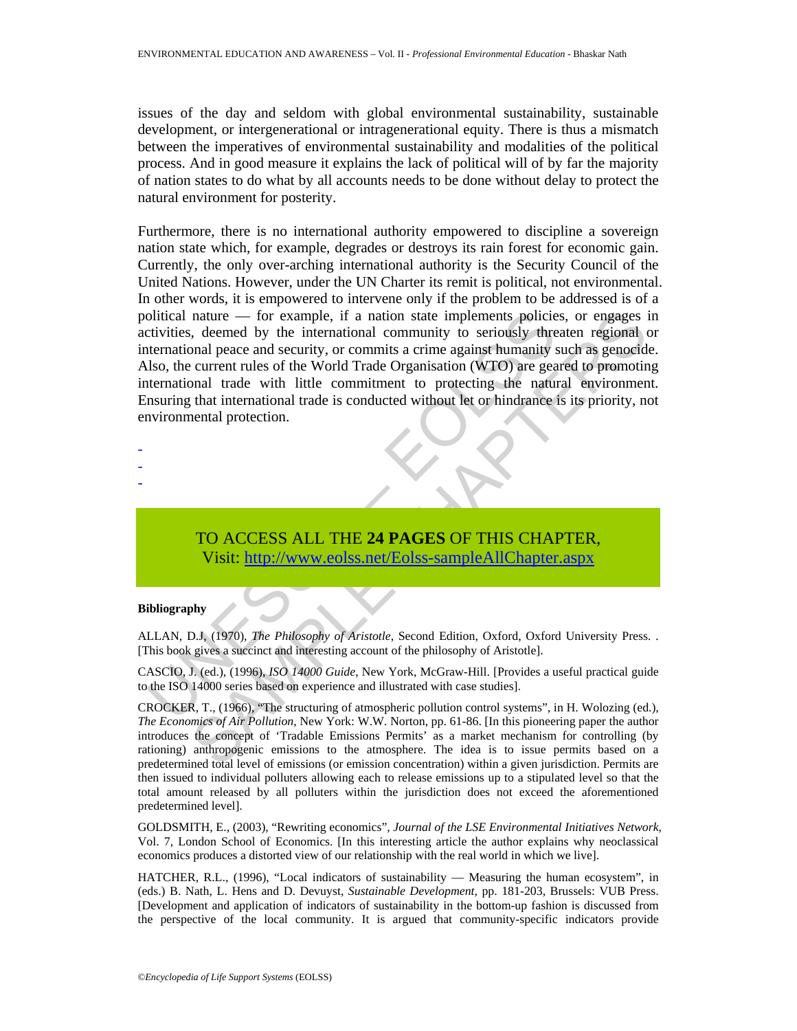issues of the day and seldom with global environmental sustainability, sustainable development, or intergenerational or intragenerational equity. There is thus a mismatch between the imperatives of environmental sustainability and modalities of the political process. And in good measure it explains the lack of political will of by far the majority of nation states to do what by all accounts needs to be done without delay to protect the natural environment for posterity.

Furthermore, there is no international authority empowered to discipline a sovereign nation state which, for example, degrades or destroys its rain forest for economic gain. Currently, the only over-arching international authority is the Security Council of the United Nations. However, under the UN Charter its remit is political, not environmental. In other words, it is empowered to intervene only if the problem to be addressed is of a political nature — for example, if a nation state implements policies, or engages in activities, deemed by the international community to seriously threaten regional or international peace and security, or commits a crime against humanity such as genocide. Also, the current rules of the World Trade Organisation (WTO) are geared to promoting international trade with little commitment to protecting the natural environment. Ensuring that international trade is conducted without let or hindrance is its priority, not environmental protection.

-
-
-

TO ACCESS ALL THE **24 PAGES** OF THIS CHAPTER,
Visit: http://www.eolss.net/Eolss-sampleAllChapter.aspx

**Bibliography**

ALLAN, D.J, (1970), *The Philosophy of Aristotle*, Second Edition, Oxford, Oxford University Press. . [This book gives a succinct and interesting account of the philosophy of Aristotle].

CASCIO, J. (ed.), (1996), *ISO 14000 Guide*, New York, McGraw-Hill. [Provides a useful practical guide to the ISO 14000 series based on experience and illustrated with case studies].

CROCKER, T., (1966), "The structuring of atmospheric pollution control systems", in H. Wolozing (ed.), *The Economics of Air Pollution*, New York: W.W. Norton, pp. 61-86. [In this pioneering paper the author introduces the concept of 'Tradable Emissions Permits' as a market mechanism for controlling (by rationing) anthropogenic emissions to the atmosphere. The idea is to issue permits based on a predetermined total level of emissions (or emission concentration) within a given jurisdiction. Permits are then issued to individual polluters allowing each to release emissions up to a stipulated level so that the total amount released by all polluters within the jurisdiction does not exceed the aforementioned predetermined level].

GOLDSMITH, E., (2003), "Rewriting economics", *Journal of the LSE Environmental Initiatives Network*, Vol. 7, London School of Economics. [In this interesting article the author explains why neoclassical economics produces a distorted view of our relationship with the real world in which we live].

HATCHER, R.L., (1996), "Local indicators of sustainability — Measuring the human ecosystem", in (eds.) B. Nath, L. Hens and D. Devuyst, *Sustainable Development*, pp. 181-203, Brussels: VUB Press. [Development and application of indicators of sustainability in the bottom-up fashion is discussed from the perspective of the local community. It is argued that community-specific indicators provide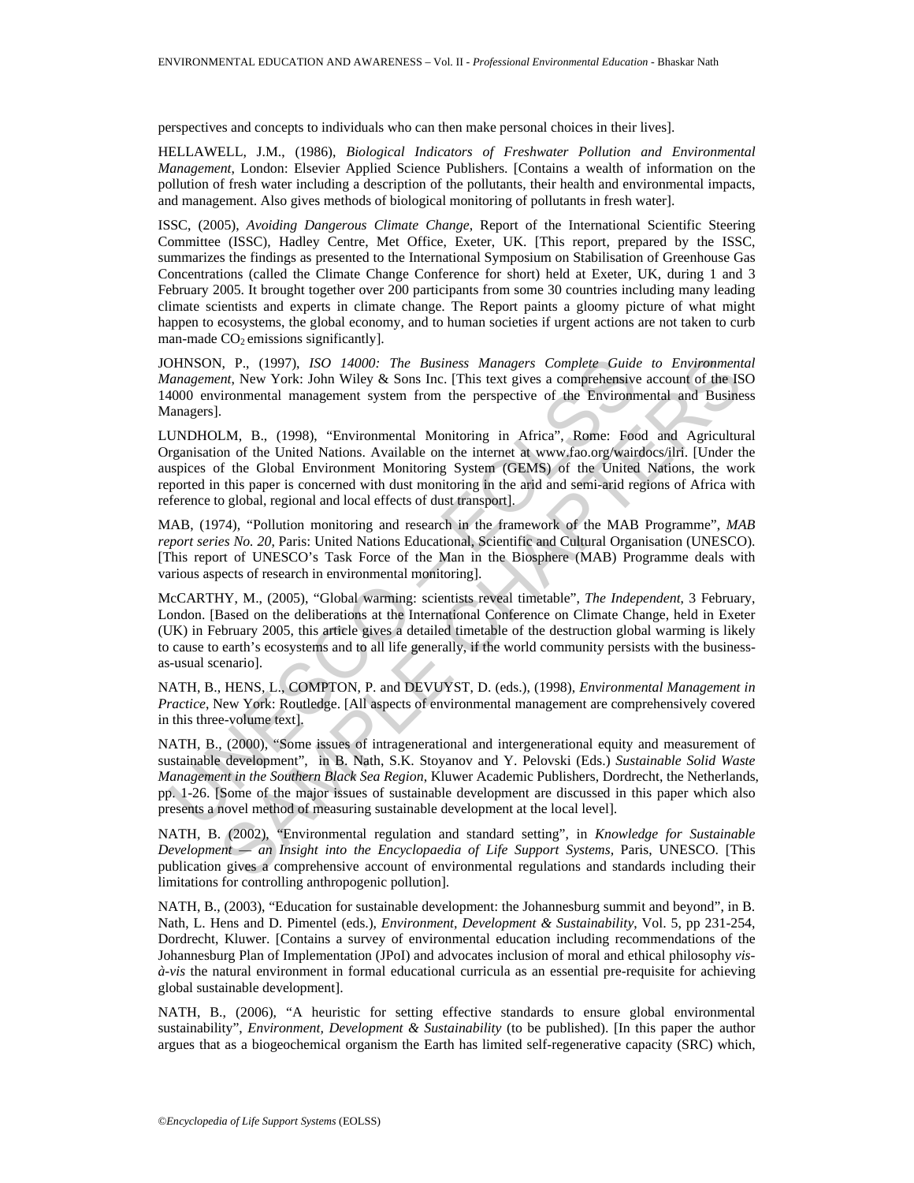perspectives and concepts to individuals who can then make personal choices in their lives].

HELLAWELL, J.M., (1986), *Biological Indicators of Freshwater Pollution and Environmental Management*, London: Elsevier Applied Science Publishers. [Contains a wealth of information on the pollution of fresh water including a description of the pollutants, their health and environmental impacts, and management. Also gives methods of biological monitoring of pollutants in fresh water].

ISSC, (2005), *Avoiding Dangerous Climate Change*, Report of the International Scientific Steering Committee (ISSC), Hadley Centre, Met Office, Exeter, UK. [This report, prepared by the ISSC, summarizes the findings as presented to the International Symposium on Stabilisation of Greenhouse Gas Concentrations (called the Climate Change Conference for short) held at Exeter, UK, during 1 and 3 February 2005. It brought together over 200 participants from some 30 countries including many leading climate scientists and experts in climate change. The Report paints a gloomy picture of what might happen to ecosystems, the global economy, and to human societies if urgent actions are not taken to curb man-made $CO_2$ emissions significantly].

JOHNSON, P., (1997), *ISO 14000: The Business Managers Complete Guide to Environmental Management*, New York: John Wiley & Sons Inc. [This text gives a comprehensive account of the ISO 14000 environmental management system from the perspective of the Environmental and Business Managers].

LUNDHOLM, B., (1998), "Environmental Monitoring in Africa", Rome: Food and Agricultural Organisation of the United Nations. Available on the internet at www.fao.org/wairdocs/ilri. [Under the auspices of the Global Environment Monitoring System (GEMS) of the United Nations, the work reported in this paper is concerned with dust monitoring in the arid and semi-arid regions of Africa with reference to global, regional and local effects of dust transport].

MAB, (1974), "Pollution monitoring and research in the framework of the MAB Programme", *MAB report series No. 20*, Paris: United Nations Educational, Scientific and Cultural Organisation (UNESCO). [This report of UNESCO's Task Force of the Man in the Biosphere (MAB) Programme deals with various aspects of research in environmental monitoring].

McCARTHY, M., (2005), "Global warming: scientists reveal timetable", *The Independent*, 3 February, London. [Based on the deliberations at the International Conference on Climate Change, held in Exeter (UK) in February 2005, this article gives a detailed timetable of the destruction global warming is likely to cause to earth's ecosystems and to all life generally, if the world community persists with the business-as-usual scenario].

NATH, B., HENS, L., COMPTON, P. and DEVUYST, D. (eds.), (1998), *Environmental Management in Practice*, New York: Routledge. [All aspects of environmental management are comprehensively covered in this three-volume text].

NATH, B., (2000), "Some issues of intragenerational and intergenerational equity and measurement of sustainable development", in B. Nath, S.K. Stoyanov and Y. Pelovski (Eds.) *Sustainable Solid Waste Management in the Southern Black Sea Region*, Kluwer Academic Publishers, Dordrecht, the Netherlands, pp. 1-26. [Some of the major issues of sustainable development are discussed in this paper which also presents a novel method of measuring sustainable development at the local level].

NATH, B. (2002), "Environmental regulation and standard setting", in *Knowledge for Sustainable Development — an Insight into the Encyclopaedia of Life Support Systems*, Paris, UNESCO. [This publication gives a comprehensive account of environmental regulations and standards including their limitations for controlling anthropogenic pollution].

NATH, B., (2003), "Education for sustainable development: the Johannesburg summit and beyond", in B. Nath, L. Hens and D. Pimentel (eds.), *Environment, Development & Sustainability*, Vol. 5, pp 231-254, Dordrecht, Kluwer. [Contains a survey of environmental education including recommendations of the Johannesburg Plan of Implementation (JPoI) and advocates inclusion of moral and ethical philosophy *vis-à-vis* the natural environment in formal educational curricula as an essential pre-requisite for achieving global sustainable development].

NATH, B., (2006), "A heuristic for setting effective standards to ensure global environmental sustainability", *Environment, Development & Sustainability* (to be published). [In this paper the author argues that as a biogeochemical organism the Earth has limited self-regenerative capacity (SRC) which,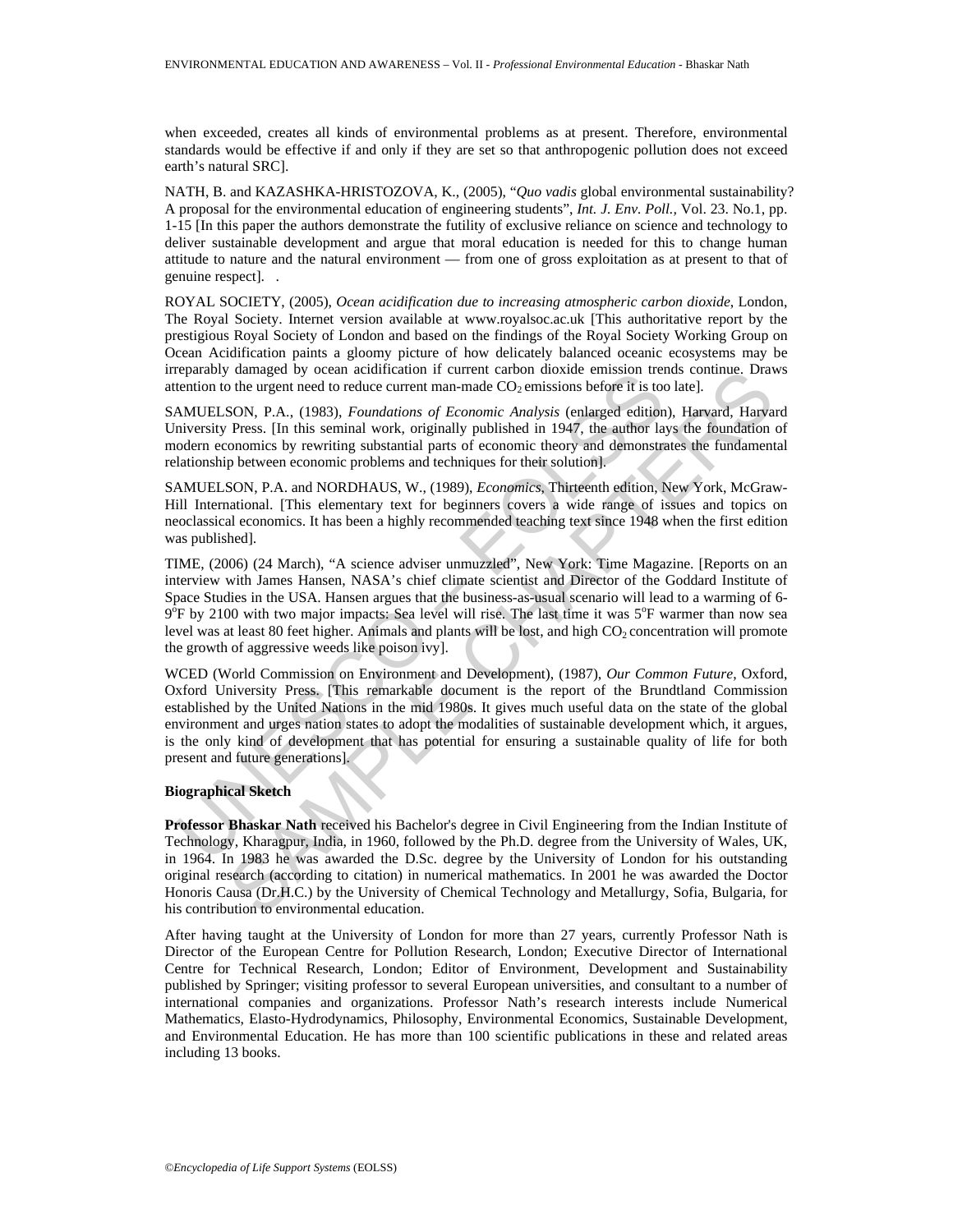when exceeded, creates all kinds of environmental problems as at present. Therefore, environmental standards would be effective if and only if they are set so that anthropogenic pollution does not exceed earth's natural SRC].

NATH, B. and KAZASHKA-HRISTOZOVA, K., (2005), "*Quo vadis* global environmental sustainability? A proposal for the environmental education of engineering students", *Int. J. Env. Poll.*, Vol. 23. No.1, pp. 1-15 [In this paper the authors demonstrate the futility of exclusive reliance on science and technology to deliver sustainable development and argue that moral education is needed for this to change human attitude to nature and the natural environment — from one of gross exploitation as at present to that of genuine respect]. .

ROYAL SOCIETY, (2005), *Ocean acidification due to increasing atmospheric carbon dioxide*, London, The Royal Society. Internet version available at www.royalsoc.ac.uk [This authoritative report by the prestigious Royal Society of London and based on the findings of the Royal Society Working Group on Ocean Acidification paints a gloomy picture of how delicately balanced oceanic ecosystems may be irreparably damaged by ocean acidification if current carbon dioxide emission trends continue. Draws attention to the urgent need to reduce current man-made $CO_2$ emissions before it is too late].

SAMUELSON, P.A., (1983), *Foundations of Economic Analysis* (enlarged edition), Harvard, Harvard University Press. [In this seminal work, originally published in 1947, the author lays the foundation of modern economics by rewriting substantial parts of economic theory and demonstrates the fundamental relationship between economic problems and techniques for their solution].

SAMUELSON, P.A. and NORDHAUS, W., (1989), *Economics*, Thirteenth edition, New York, McGraw-Hill International. [This elementary text for beginners covers a wide range of issues and topics on neoclassical economics. It has been a highly recommended teaching text since 1948 when the first edition was published].

TIME, (2006) (24 March), "A science adviser unmuzzled", New York: Time Magazine. [Reports on an interview with James Hansen, NASA's chief climate scientist and Director of the Goddard Institute of Space Studies in the USA. Hansen argues that the business-as-usual scenario will lead to a warming of 6-9$^{o}$F by 2100 with two major impacts: Sea level will rise. The last time it was 5$^{o}$F warmer than now sea level was at least 80 feet higher. Animals and plants will be lost, and high $CO_2$ concentration will promote the growth of aggressive weeds like poison ivy].

WCED (World Commission on Environment and Development), (1987), *Our Common Future*, Oxford, Oxford University Press. [This remarkable document is the report of the Brundtland Commission established by the United Nations in the mid 1980s. It gives much useful data on the state of the global environment and urges nation states to adopt the modalities of sustainable development which, it argues, is the only kind of development that has potential for ensuring a sustainable quality of life for both present and future generations].

**Biographical Sketch**

**Professor Bhaskar Nath** received his Bachelor's degree in Civil Engineering from the Indian Institute of Technology, Kharagpur, India, in 1960, followed by the Ph.D. degree from the University of Wales, UK, in 1964. In 1983 he was awarded the D.Sc. degree by the University of London for his outstanding original research (according to citation) in numerical mathematics. In 2001 he was awarded the Doctor Honoris Causa (Dr.H.C.) by the University of Chemical Technology and Metallurgy, Sofia, Bulgaria, for his contribution to environmental education.

After having taught at the University of London for more than 27 years, currently Professor Nath is Director of the European Centre for Pollution Research, London; Executive Director of International Centre for Technical Research, London; Editor of Environment, Development and Sustainability published by Springer; visiting professor to several European universities, and consultant to a number of international companies and organizations. Professor Nath's research interests include Numerical Mathematics, Elasto-Hydrodynamics, Philosophy, Environmental Economics, Sustainable Development, and Environmental Education. He has more than 100 scientific publications in these and related areas including 13 books.